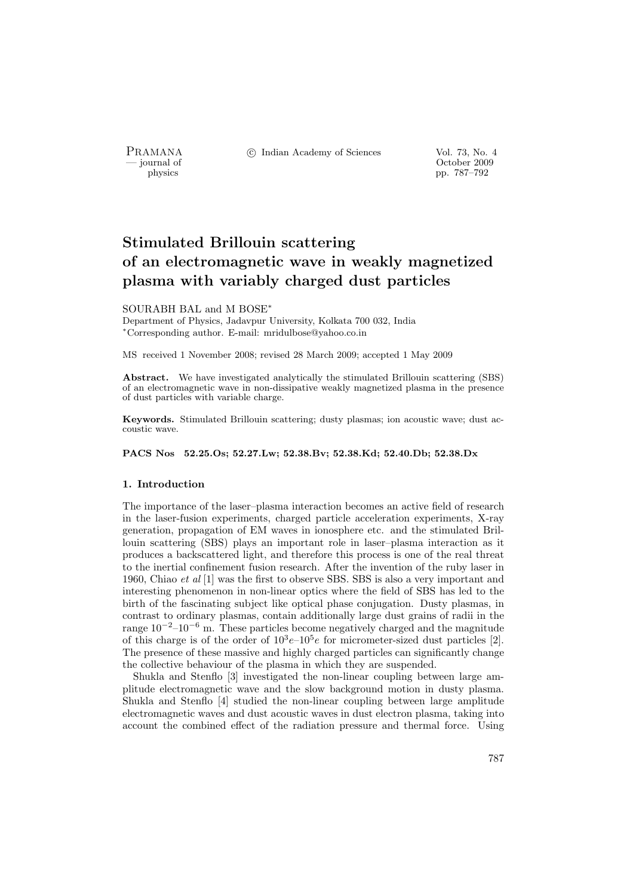# Stimulated Brillouin scattering of an electromagnetic wave in weakly magnetized plasma with variably charged dust particles

SOURABH BAL and M BOSE*

Department of Physics, Jadavpur University, Kolkata 700 032, India
*Corresponding author. E-mail: mridulbose@yahoo.co.in

MS received 1 November 2008; revised 28 March 2009; accepted 1 May 2009

**Abstract.** We have investigated analytically the stimulated Brillouin scattering (SBS) of an electromagnetic wave in non-dissipative weakly magnetized plasma in the presence of dust particles with variable charge.

**Keywords.** Stimulated Brillouin scattering; dusty plasmas; ion acoustic wave; dust accoustic wave.

**PACS Nos 52.25.Os; 52.27.Lw; 52.38.Bv; 52.38.Kd; 52.40.Db; 52.38.Dx**

## 1. Introduction

The importance of the laser–plasma interaction becomes an active field of research in the laser-fusion experiments, charged particle acceleration experiments, X-ray generation, propagation of EM waves in ionosphere etc. and the stimulated Brillouin scattering (SBS) plays an important role in laser–plasma interaction as it produces a backscattered light, and therefore this process is one of the real threat to the inertial confinement fusion research. After the invention of the ruby laser in 1960, Chiao *et al* [1] was the first to observe SBS. SBS is also a very important and interesting phenomenon in non-linear optics where the field of SBS has led to the birth of the fascinating subject like optical phase conjugation. Dusty plasmas, in contrast to ordinary plasmas, contain additionally large dust grains of radii in the range $10^{-2}$–$10^{-6}$ m. These particles become negatively charged and the magnitude of this charge is of the order of $10^3e$–$10^5e$ for micrometer-sized dust particles [2]. The presence of these massive and highly charged particles can significantly change the collective behaviour of the plasma in which they are suspended.

Shukla and Stenflo [3] investigated the non-linear coupling between large amplitude electromagnetic wave and the slow background motion in dusty plasma. Shukla and Stenflo [4] studied the non-linear coupling between large amplitude electromagnetic waves and dust acoustic waves in dust electron plasma, taking into account the combined effect of the radiation pressure and thermal force. Using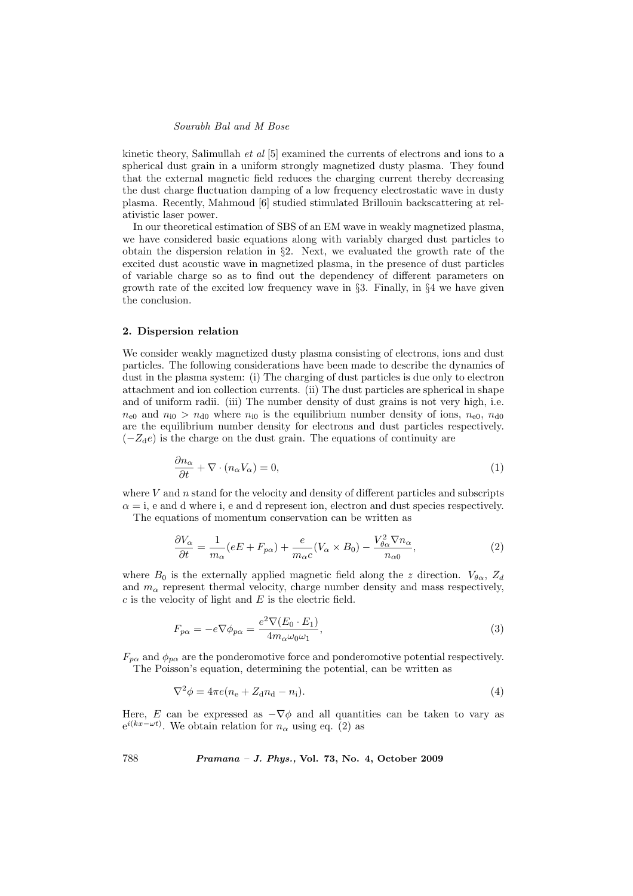kinetic theory, Salimullah *et al* [5] examined the currents of electrons and ions to a spherical dust grain in a uniform strongly magnetized dusty plasma. They found that the external magnetic field reduces the charging current thereby decreasing the dust charge fluctuation damping of a low frequency electrostatic wave in dusty plasma. Recently, Mahmoud [6] studied stimulated Brillouin backscattering at relativistic laser power.

In our theoretical estimation of SBS of an EM wave in weakly magnetized plasma, we have considered basic equations along with variably charged dust particles to obtain the dispersion relation in §2. Next, we evaluated the growth rate of the excited dust acoustic wave in magnetized plasma, in the presence of dust particles of variable charge so as to find out the dependency of different parameters on growth rate of the excited low frequency wave in §3. Finally, in §4 we have given the conclusion.

## 2. Dispersion relation

We consider weakly magnetized dusty plasma consisting of electrons, ions and dust particles. The following considerations have been made to describe the dynamics of dust in the plasma system: (i) The charging of dust particles is due only to electron attachment and ion collection currents. (ii) The dust particles are spherical in shape and of uniform radii. (iii) The number density of dust grains is not very high, i.e. $n_{e0}$ and $n_{i0} > n_{d0}$ where $n_{i0}$ is the equilibrium number density of ions, $n_{e0}$, $n_{d0}$ are the equilibrium number density for electrons and dust particles respectively. $(-Z_d e)$ is the charge on the dust grain. The equations of continuity are

$$\frac{\partial n_\alpha}{\partial t} + \nabla \cdot (n_\alpha V_\alpha) = 0, \tag{1}$$

where $V$ and $n$ stand for the velocity and density of different particles and subscripts $\alpha = \mathrm{i}$, e and d where i, e and d represent ion, electron and dust species respectively.

The equations of momentum conservation can be written as

$$\frac{\partial V_\alpha}{\partial t} = \frac{1}{m_\alpha}(eE + F_{p\alpha}) + \frac{e}{m_\alpha c}(V_\alpha \times B_0) - \frac{V_{\theta\alpha}^2 \nabla n_\alpha}{n_{\alpha 0}}, \tag{2}$$

where $B_0$ is the externally applied magnetic field along the $z$ direction. $V_{\theta\alpha}$, $Z_d$ and $m_\alpha$ represent thermal velocity, charge number density and mass respectively, $c$ is the velocity of light and $E$ is the electric field.

$$F_{p\alpha} = -e\nabla\phi_{p\alpha} = \frac{e^2 \nabla(E_0 \cdot E_1)}{4 m_\alpha \omega_0 \omega_1}, \tag{3}$$

$F_{p\alpha}$ and $\phi_{p\alpha}$ are the ponderomotive force and ponderomotive potential respectively.

The Poisson's equation, determining the potential, can be written as

$$\nabla^2 \phi = 4\pi e(n_e + Z_d n_d - n_i). \tag{4}$$

Here, $E$ can be expressed as $-\nabla\phi$ and all quantities can be taken to vary as $e^{i(kx-\omega t)}$. We obtain relation for $n_\alpha$ using eq. (2) as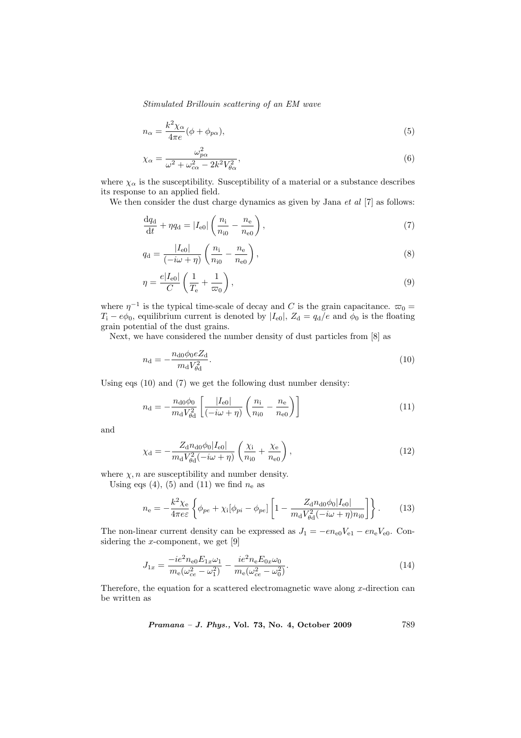$$n_\alpha = \frac{k^2 \chi_\alpha}{4\pi e}(\phi + \phi_{p\alpha}), \tag{5}$$

$$\chi_\alpha = \frac{\omega_{p\alpha}^2}{\omega^2 + \omega_{c\alpha}^2 - 2k^2 V_{\theta\alpha}^2}, \tag{6}$$

where $\chi_\alpha$ is the susceptibility. Susceptibility of a material or a substance describes its response to an applied field.

We then consider the dust charge dynamics as given by Jana *et al* [7] as follows:

$$\frac{\mathrm{d}q_\mathrm{d}}{\mathrm{d}t} + \eta q_\mathrm{d} = |I_{\mathrm{e}0}| \left( \frac{n_\mathrm{i}}{n_{\mathrm{i}0}} - \frac{n_\mathrm{e}}{n_{\mathrm{e}0}} \right), \tag{7}$$

$$q_\mathrm{d} = \frac{|I_{\mathrm{e}0}|}{(-i\omega + \eta)} \left( \frac{n_\mathrm{i}}{n_{\mathrm{i}0}} - \frac{n_\mathrm{e}}{n_{\mathrm{e}0}} \right), \tag{8}$$

$$\eta = \frac{e|I_{\mathrm{e}0}|}{C} \left( \frac{1}{T_\mathrm{e}} + \frac{1}{\varpi_0} \right), \tag{9}$$

where $\eta^{-1}$ is the typical time-scale of decay and $C$ is the grain capacitance. $\varpi_0 = T_\mathrm{i} - e\phi_0$, equilibrium current is denoted by $|I_{\mathrm{e}0}|$, $Z_\mathrm{d} = q_\mathrm{d}/e$ and $\phi_0$ is the floating grain potential of the dust grains.

Next, we have considered the number density of dust particles from [8] as

$$n_\mathrm{d} = -\frac{n_{\mathrm{d}0}\phi_0 e Z_\mathrm{d}}{m_\mathrm{d} V_{\theta\mathrm{d}}^2}. \tag{10}$$

Using eqs (10) and (7) we get the following dust number density:

$$n_\mathrm{d} = -\frac{n_{\mathrm{d}0}\phi_0}{m_\mathrm{d} V_{\theta\mathrm{d}}^2} \left[ \frac{|I_{\mathrm{e}0}|}{(-i\omega + \eta)} \left( \frac{n_\mathrm{i}}{n_{\mathrm{i}0}} - \frac{n_\mathrm{e}}{n_{\mathrm{e}0}} \right) \right] \tag{11}$$

and

$$\chi_\mathrm{d} = -\frac{Z_\mathrm{d} n_{\mathrm{d}0}\phi_0 |I_{\mathrm{e}0}|}{m_\mathrm{d} V_{\theta\mathrm{d}}^2 (-i\omega + \eta)} \left( \frac{\chi_\mathrm{i}}{n_{\mathrm{i}0}} + \frac{\chi_\mathrm{e}}{n_{\mathrm{e}0}} \right), \tag{12}$$

where $\chi, n$ are susceptibility and number density.

Using eqs (4), (5) and (11) we find $n_\mathrm{e}$ as

$$n_\mathrm{e} = -\frac{k^2 \chi_\mathrm{e}}{4\pi e \varepsilon} \left\{ \phi_{pe} + \chi_\mathrm{i}[\phi_{pi} - \phi_{pe}] \left[ 1 - \frac{Z_\mathrm{d} n_{\mathrm{d}0}\phi_0 |I_{\mathrm{e}0}|}{m_\mathrm{d} V_{\theta\mathrm{d}}^2 (-i\omega + \eta) n_{\mathrm{i}0}} \right] \right\}. \tag{13}$$

The non-linear current density can be expressed as $J_1 = -en_{\mathrm{e}0}V_{\mathrm{e}1} - en_\mathrm{e}V_{\mathrm{e}0}$. Considering the $x$-component, we get [9]

$$J_{1x} = \frac{-ie^2 n_{\mathrm{e}0} E_{1x}\omega_1}{m_\mathrm{e}(\omega_{ce}^2 - \omega_1^2)} - \frac{ie^2 n_\mathrm{e} E_{0x}\omega_0}{m_\mathrm{e}(\omega_{ce}^2 - \omega_0^2)}. \tag{14}$$

Therefore, the equation for a scattered electromagnetic wave along $x$-direction can be written as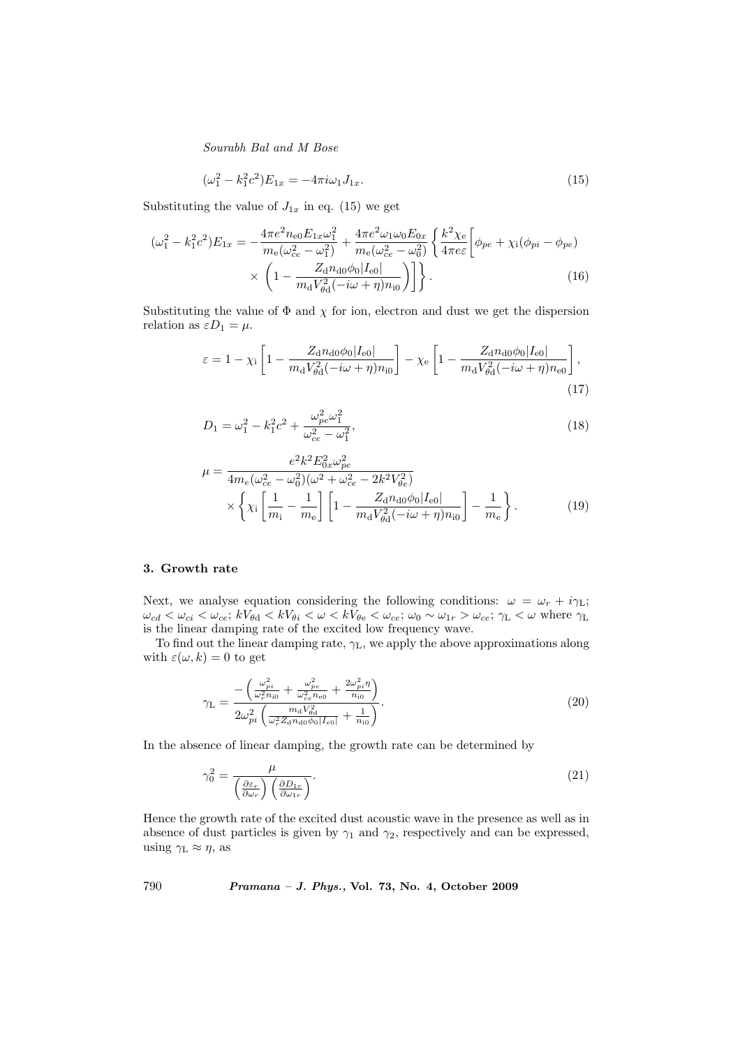$$(\omega_1^2 - k_1^2 c^2) E_{1x} = -4\pi i \omega_1 J_{1x}. \tag{15}$$

Substituting the value of $J_{1x}$ in eq. (15) we get

$$\begin{aligned}(\omega_1^2 - k_1^2 c^2) E_{1x} = & -\frac{4\pi e^2 n_{e0} E_{1x} \omega_1^2}{m_e(\omega_{ce}^2 - \omega_1^2)} + \frac{4\pi e^2 \omega_1 \omega_0 E_{0x}}{m_e(\omega_{ce}^2 - \omega_0^2)} \left\{ \frac{k^2 \chi_e}{4\pi e \varepsilon} \Bigg[ \phi_{pe} + \chi_i(\phi_{pi} - \phi_{pe}) \right. \\ & \left. \times \left( 1 - \frac{Z_d n_{d0} \phi_0 |I_{e0}|}{m_d V_{\theta d}^2 (-i\omega + \eta) n_{i0}} \right) \Bigg] \right\}. \end{aligned} \tag{16}$$

Substituting the value of $\Phi$ and $\chi$ for ion, electron and dust we get the dispersion relation as $\varepsilon D_1 = \mu$.

$$\varepsilon = 1 - \chi_i \left[ 1 - \frac{Z_d n_{d0} \phi_0 |I_{e0}|}{m_d V_{\theta d}^2 (-i\omega + \eta) n_{i0}} \right] - \chi_e \left[ 1 - \frac{Z_d n_{d0} \phi_0 |I_{e0}|}{m_d V_{\theta d}^2 (-i\omega + \eta) n_{e0}} \right], \tag{17}$$

$$D_1 = \omega_1^2 - k_1^2 c^2 + \frac{\omega_{pe}^2 \omega_1^2}{\omega_{ce}^2 - \omega_1^2}, \tag{18}$$

$$\begin{aligned}\mu = & \frac{e^2 k^2 E_{0x}^2 \omega_{pe}^2}{4 m_e (\omega_{ce}^2 - \omega_0^2)(\omega^2 + \omega_{ce}^2 - 2k^2 V_{\theta e}^2)} \\ & \times \left\{ \chi_i \left[ \frac{1}{m_i} - \frac{1}{m_e} \right] \left[ 1 - \frac{Z_d n_{d0} \phi_0 |I_{e0}|}{m_d V_{\theta d}^2 (-i\omega + \eta) n_{i0}} \right] - \frac{1}{m_e} \right\}. \end{aligned} \tag{19}$$

## 3. Growth rate

Next, we analyse equation considering the following conditions: $\omega = \omega_r + i\gamma_L$; $\omega_{cd} < \omega_{ci} < \omega_{ce}$; $kV_{\theta d} < kV_{\theta i} < \omega < kV_{\theta e} < \omega_{ce}$; $\omega_0 \sim \omega_{1r} > \omega_{ce}$; $\gamma_L < \omega$ where $\gamma_L$ is the linear damping rate of the excited low frequency wave.

To find out the linear damping rate, $\gamma_L$, we apply the above approximations along with $\varepsilon(\omega, k) = 0$ to get

$$\gamma_L = \frac{-\left( \frac{\omega_{pi}^2}{\omega_r^2 n_{i0}} + \frac{\omega_{pe}^2}{\omega_{ce}^2 n_{e0}} + \frac{2\omega_{pi}^2 \eta}{n_{i0}} \right)}{2\omega_{pi}^2 \left( \frac{m_d V_{\theta d}^2}{\omega_r^2 Z_d n_{d0} \phi_0 |I_{e0}|} + \frac{1}{n_{i0}} \right)}. \tag{20}$$

In the absence of linear damping, the growth rate can be determined by

$$\gamma_0^2 = \frac{\mu}{\left( \frac{\partial \varepsilon_r}{\partial \omega_r} \right) \left( \frac{\partial D_{1r}}{\partial \omega_{1r}} \right)}. \tag{21}$$

Hence the growth rate of the excited dust acoustic wave in the presence as well as in absence of dust particles is given by $\gamma_1$ and $\gamma_2$, respectively and can be expressed, using $\gamma_L \approx \eta$, as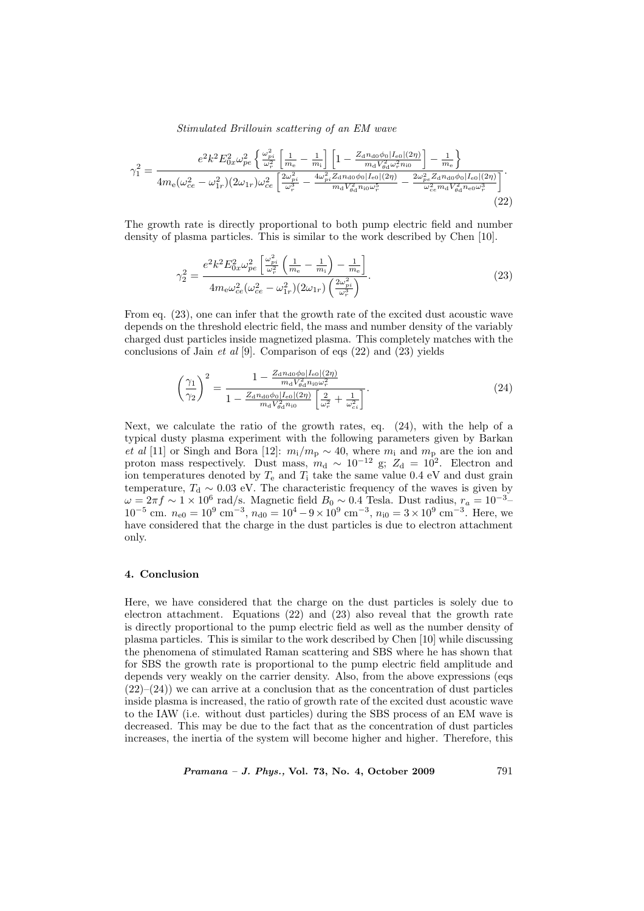$$\gamma_1^2 = \frac{e^2k^2E_{0x}^2\omega_{pe}^2\left\{\frac{\omega_{pi}^2}{\omega_r^2}\left[\frac{1}{m_e}-\frac{1}{m_i}\right]\left[1-\frac{Z_d n_{d0}\phi_0|I_{e0}|(2\eta)}{m_d V_{\theta d}^2\omega_r^2 n_{i0}}\right]-\frac{1}{m_e}\right\}}{4m_e(\omega_{ce}^2-\omega_{1r}^2)(2\omega_{1r})\omega_{ce}^2\left[\frac{2\omega_{pi}^2}{\omega_r^3}-\frac{4\omega_{pi}^2 Z_d n_{d0}\phi_0|I_{e0}|(2\eta)}{m_d V_{\theta d}^2 n_{i0}\omega_r^5}-\frac{2\omega_{pe}^2 Z_d n_{d0}\phi_0|I_{e0}|(2\eta)}{\omega_{ce}^2 m_d V_{\theta d}^2 n_{e0}\omega_r^3}\right]}. \tag{22}$$

The growth rate is directly proportional to both pump electric field and number density of plasma particles. This is similar to the work described by Chen [10].

$$\gamma_2^2 = \frac{e^2k^2E_{0x}^2\omega_{pe}^2\left[\frac{\omega_{pi}^2}{\omega_r^2}\left(\frac{1}{m_e}-\frac{1}{m_i}\right)-\frac{1}{m_e}\right]}{4m_e\omega_{ce}^2(\omega_{ce}^2-\omega_{1r}^2)(2\omega_{1r})\left(\frac{2\omega_{pi}^2}{\omega_r^3}\right)}. \tag{23}$$

From eq. (23), one can infer that the growth rate of the excited dust acoustic wave depends on the threshold electric field, the mass and number density of the variably charged dust particles inside magnetized plasma. This completely matches with the conclusions of Jain *et al* [9]. Comparison of eqs (22) and (23) yields

$$\left(\frac{\gamma_1}{\gamma_2}\right)^2 = \frac{1-\frac{Z_d n_{d0}\phi_0|I_{e0}|(2\eta)}{m_d V_{\theta d}^2 n_{i0}\omega_r^2}}{1-\frac{Z_d n_{d0}\phi_0|I_{e0}|(2\eta)}{m_d V_{\theta d}^2 n_{i0}}\left[\frac{2}{\omega_r^2}+\frac{1}{\omega_{ci}^2}\right]}. \tag{24}$$

Next, we calculate the ratio of the growth rates, eq. (24), with the help of a typical dusty plasma experiment with the following parameters given by Barkan *et al* [11] or Singh and Bora [12]: $m_i/m_p \sim 40$, where $m_i$ and $m_p$ are the ion and proton mass respectively. Dust mass, $m_d \sim 10^{-12}$ g; $Z_d = 10^2$. Electron and ion temperatures denoted by $T_e$ and $T_i$ take the same value 0.4 eV and dust grain temperature, $T_d \sim 0.03$ eV. The characteristic frequency of the waves is given by $\omega = 2\pi f \sim 1\times 10^6$ rad/s. Magnetic field $B_0 \sim 0.4$ Tesla. Dust radius, $r_a = 10^{-3}$–$10^{-5}$ cm. $n_{e0} = 10^9$ cm$^{-3}$, $n_{d0} = 10^4 - 9\times 10^9$ cm$^{-3}$, $n_{i0} = 3\times 10^9$ cm$^{-3}$. Here, we have considered that the charge in the dust particles is due to electron attachment only.

## 4. Conclusion

Here, we have considered that the charge on the dust particles is solely due to electron attachment. Equations (22) and (23) also reveal that the growth rate is directly proportional to the pump electric field as well as the number density of plasma particles. This is similar to the work described by Chen [10] while discussing the phenomena of stimulated Raman scattering and SBS where he has shown that for SBS the growth rate is proportional to the pump electric field amplitude and depends very weakly on the carrier density. Also, from the above expressions (eqs (22)–(24)) we can arrive at a conclusion that as the concentration of dust particles inside plasma is increased, the ratio of growth rate of the excited dust acoustic wave to the IAW (i.e. without dust particles) during the SBS process of an EM wave is decreased. This may be due to the fact that as the concentration of dust particles increases, the inertia of the system will become higher and higher. Therefore, this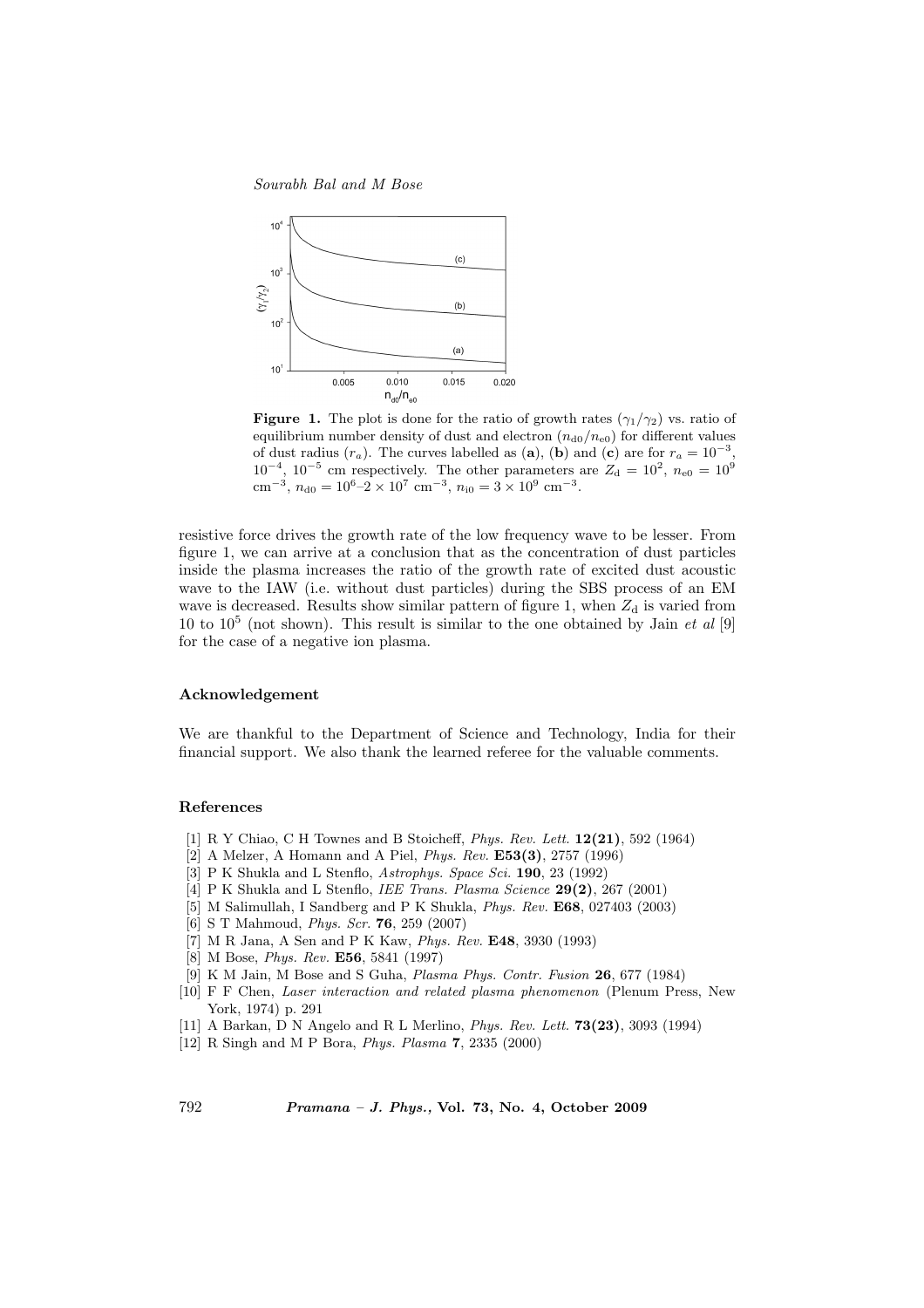$10^4$

$10^3$

$10^2$

$10^1$

$(\gamma_1/\gamma_2)$

(c)

(b)

(a)

0.005

0.010

0.015

0.020

$n_{d0}/n_{e0}$

**Figure 1.** The plot is done for the ratio of growth rates $(\gamma_1/\gamma_2)$ vs. ratio of equilibrium number density of dust and electron $(n_{\rm d0}/n_{\rm e0})$ for different values of dust radius $(r_a)$. The curves labelled as (**a**), (**b**) and (**c**) are for $r_a = 10^{-3}$, $10^{-4}$, $10^{-5}$ cm respectively. The other parameters are $Z_{\rm d} = 10^2$, $n_{\rm e0} = 10^9$ cm$^{-3}$, $n_{\rm d0} = 10^6$–$2 \times 10^7$ cm$^{-3}$, $n_{\rm i0} = 3 \times 10^9$ cm$^{-3}$.

resistive force drives the growth rate of the low frequency wave to be lesser. From figure 1, we can arrive at a conclusion that as the concentration of dust particles inside the plasma increases the ratio of the growth rate of excited dust acoustic wave to the IAW (i.e. without dust particles) during the SBS process of an EM wave is decreased. Results show similar pattern of figure 1, when $Z_{\rm d}$ is varied from 10 to $10^5$ (not shown). This result is similar to the one obtained by Jain *et al* [9] for the case of a negative ion plasma.

### Acknowledgement

We are thankful to the Department of Science and Technology, India for their financial support. We also thank the learned referee for the valuable comments.

### References

[1] R Y Chiao, C H Townes and B Stoicheff, *Phys. Rev. Lett.* **12(21)**, 592 (1964)
[2] A Melzer, A Homann and A Piel, *Phys. Rev.* **E53(3)**, 2757 (1996)
[3] P K Shukla and L Stenflo, *Astrophys. Space Sci.* **190**, 23 (1992)
[4] P K Shukla and L Stenflo, *IEE Trans. Plasma Science* **29(2)**, 267 (2001)
[5] M Salimullah, I Sandberg and P K Shukla, *Phys. Rev.* **E68**, 027403 (2003)
[6] S T Mahmoud, *Phys. Scr.* **76**, 259 (2007)
[7] M R Jana, A Sen and P K Kaw, *Phys. Rev.* **E48**, 3930 (1993)
[8] M Bose, *Phys. Rev.* **E56**, 5841 (1997)
[9] K M Jain, M Bose and S Guha, *Plasma Phys. Contr. Fusion* **26**, 677 (1984)
[10] F F Chen, *Laser interaction and related plasma phenomenon* (Plenum Press, New York, 1974) p. 291
[11] A Barkan, D N Angelo and R L Merlino, *Phys. Rev. Lett.* **73(23)**, 3093 (1994)
[12] R Singh and M P Bora, *Phys. Plasma* **7**, 2335 (2000)